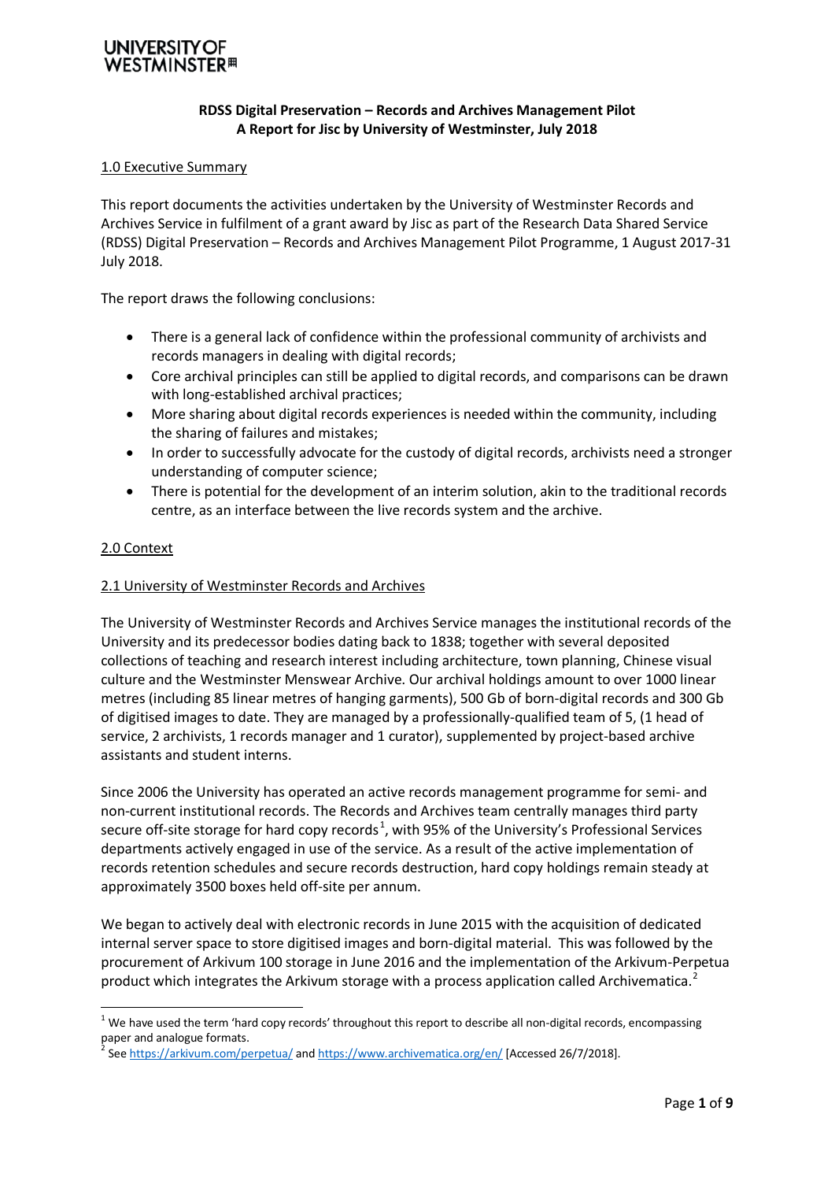UNIVERSITY OF WESTMINSTER

**RDSS Digital Preservation – Records and Archives Management Pilot**
**A Report for Jisc by University of Westminster, July 2018**

## 1.0 Executive Summary

This report documents the activities undertaken by the University of Westminster Records and Archives Service in fulfilment of a grant award by Jisc as part of the Research Data Shared Service (RDSS) Digital Preservation – Records and Archives Management Pilot Programme, 1 August 2017-31 July 2018.

The report draws the following conclusions:

- There is a general lack of confidence within the professional community of archivists and records managers in dealing with digital records;
- Core archival principles can still be applied to digital records, and comparisons can be drawn with long-established archival practices;
- More sharing about digital records experiences is needed within the community, including the sharing of failures and mistakes;
- In order to successfully advocate for the custody of digital records, archivists need a stronger understanding of computer science;
- There is potential for the development of an interim solution, akin to the traditional records centre, as an interface between the live records system and the archive.

## 2.0 Context

### 2.1 University of Westminster Records and Archives

The University of Westminster Records and Archives Service manages the institutional records of the University and its predecessor bodies dating back to 1838; together with several deposited collections of teaching and research interest including architecture, town planning, Chinese visual culture and the Westminster Menswear Archive. Our archival holdings amount to over 1000 linear metres (including 85 linear metres of hanging garments), 500 Gb of born-digital records and 300 Gb of digitised images to date. They are managed by a professionally-qualified team of 5, (1 head of service, 2 archivists, 1 records manager and 1 curator), supplemented by project-based archive assistants and student interns.

Since 2006 the University has operated an active records management programme for semi- and non-current institutional records. The Records and Archives team centrally manages third party secure off-site storage for hard copy records[1], with 95% of the University's Professional Services departments actively engaged in use of the service. As a result of the active implementation of records retention schedules and secure records destruction, hard copy holdings remain steady at approximately 3500 boxes held off-site per annum.

We began to actively deal with electronic records in June 2015 with the acquisition of dedicated internal server space to store digitised images and born-digital material. This was followed by the procurement of Arkivum 100 storage in June 2016 and the implementation of the Arkivum-Perpetua product which integrates the Arkivum storage with a process application called Archivematica.[2]

[1] We have used the term 'hard copy records' throughout this report to describe all non-digital records, encompassing paper and analogue formats.

[2] See https://arkivum.com/perpetua/ and https://www.archivematica.org/en/ [Accessed 26/7/2018].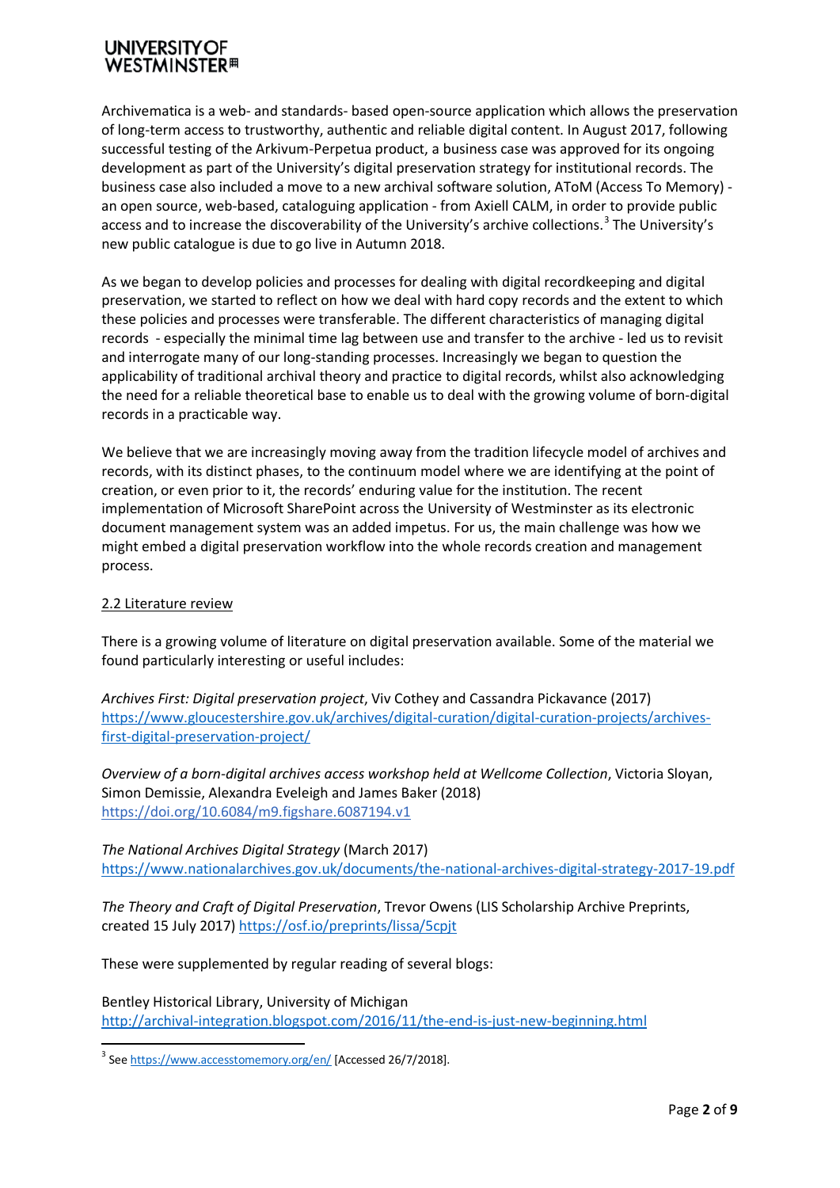Archivematica is a web- and standards- based open-source application which allows the preservation of long-term access to trustworthy, authentic and reliable digital content. In August 2017, following successful testing of the Arkivum-Perpetua product, a business case was approved for its ongoing development as part of the University's digital preservation strategy for institutional records. The business case also included a move to a new archival software solution, AToM (Access To Memory) - an open source, web-based, cataloguing application - from Axiell CALM, in order to provide public access and to increase the discoverability of the University's archive collections.[3] The University's new public catalogue is due to go live in Autumn 2018.

As we began to develop policies and processes for dealing with digital recordkeeping and digital preservation, we started to reflect on how we deal with hard copy records and the extent to which these policies and processes were transferable. The different characteristics of managing digital records - especially the minimal time lag between use and transfer to the archive - led us to revisit and interrogate many of our long-standing processes. Increasingly we began to question the applicability of traditional archival theory and practice to digital records, whilst also acknowledging the need for a reliable theoretical base to enable us to deal with the growing volume of born-digital records in a practicable way.

We believe that we are increasingly moving away from the tradition lifecycle model of archives and records, with its distinct phases, to the continuum model where we are identifying at the point of creation, or even prior to it, the records' enduring value for the institution. The recent implementation of Microsoft SharePoint across the University of Westminster as its electronic document management system was an added impetus. For us, the main challenge was how we might embed a digital preservation workflow into the whole records creation and management process.

## 2.2 Literature review

There is a growing volume of literature on digital preservation available. Some of the material we found particularly interesting or useful includes:

*Archives First: Digital preservation project*, Viv Cothey and Cassandra Pickavance (2017) https://www.gloucestershire.gov.uk/archives/digital-curation/digital-curation-projects/archives-first-digital-preservation-project/

*Overview of a born-digital archives access workshop held at Wellcome Collection*, Victoria Sloyan, Simon Demissie, Alexandra Eveleigh and James Baker (2018) https://doi.org/10.6084/m9.figshare.6087194.v1

*The National Archives Digital Strategy* (March 2017) https://www.nationalarchives.gov.uk/documents/the-national-archives-digital-strategy-2017-19.pdf

*The Theory and Craft of Digital Preservation*, Trevor Owens (LIS Scholarship Archive Preprints, created 15 July 2017) https://osf.io/preprints/lissa/5cpjt

These were supplemented by regular reading of several blogs:

Bentley Historical Library, University of Michigan
http://archival-integration.blogspot.com/2016/11/the-end-is-just-new-beginning.html

[3] See https://www.accesstomemory.org/en/ [Accessed 26/7/2018].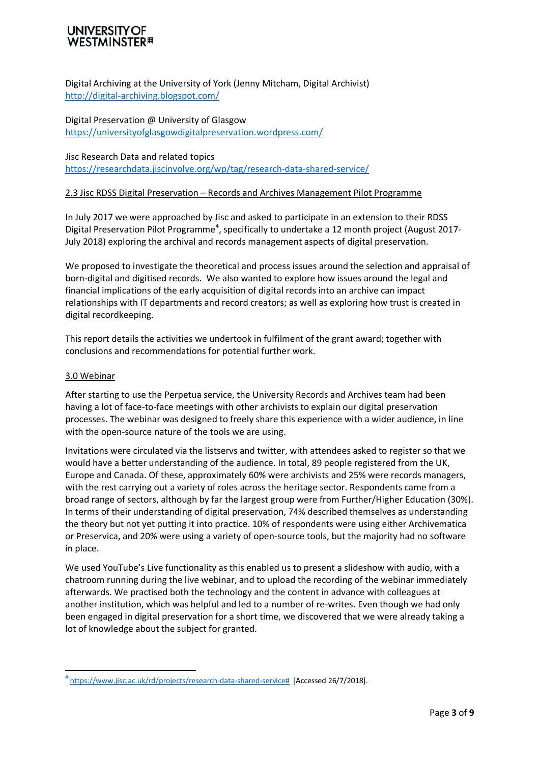Digital Archiving at the University of York (Jenny Mitcham, Digital Archivist)
http://digital-archiving.blogspot.com/

Digital Preservation @ University of Glasgow
https://universityofglasgowdigitalpreservation.wordpress.com/

Jisc Research Data and related topics
https://researchdata.jiscinvolve.org/wp/tag/research-data-shared-service/

## 2.3 Jisc RDSS Digital Preservation – Records and Archives Management Pilot Programme

In July 2017 we were approached by Jisc and asked to participate in an extension to their RDSS Digital Preservation Pilot Programme[4], specifically to undertake a 12 month project (August 2017-July 2018) exploring the archival and records management aspects of digital preservation.

We proposed to investigate the theoretical and process issues around the selection and appraisal of born-digital and digitised records. We also wanted to explore how issues around the legal and financial implications of the early acquisition of digital records into an archive can impact relationships with IT departments and record creators; as well as exploring how trust is created in digital recordkeeping.

This report details the activities we undertook in fulfilment of the grant award; together with conclusions and recommendations for potential further work.

## 3.0 Webinar

After starting to use the Perpetua service, the University Records and Archives team had been having a lot of face-to-face meetings with other archivists to explain our digital preservation processes. The webinar was designed to freely share this experience with a wider audience, in line with the open-source nature of the tools we are using.

Invitations were circulated via the listservs and twitter, with attendees asked to register so that we would have a better understanding of the audience. In total, 89 people registered from the UK, Europe and Canada. Of these, approximately 60% were archivists and 25% were records managers, with the rest carrying out a variety of roles across the heritage sector. Respondents came from a broad range of sectors, although by far the largest group were from Further/Higher Education (30%). In terms of their understanding of digital preservation, 74% described themselves as understanding the theory but not yet putting it into practice. 10% of respondents were using either Archivematica or Preservica, and 20% were using a variety of open-source tools, but the majority had no software in place.

We used YouTube's Live functionality as this enabled us to present a slideshow with audio, with a chatroom running during the live webinar, and to upload the recording of the webinar immediately afterwards. We practised both the technology and the content in advance with colleagues at another institution, which was helpful and led to a number of re-writes. Even though we had only been engaged in digital preservation for a short time, we discovered that we were already taking a lot of knowledge about the subject for granted.

---

[4] https://www.jisc.ac.uk/rd/projects/research-data-shared-service# [Accessed 26/7/2018].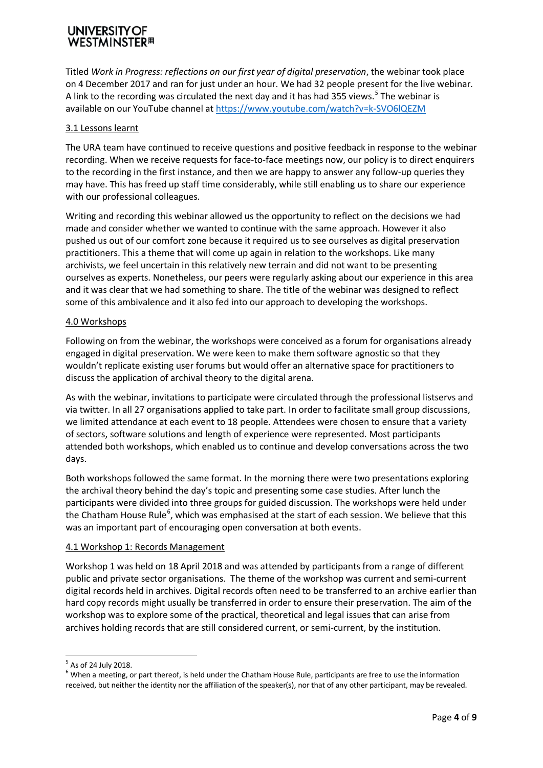Titled *Work in Progress: reflections on our first year of digital preservation*, the webinar took place on 4 December 2017 and ran for just under an hour. We had 32 people present for the live webinar. A link to the recording was circulated the next day and it has had 355 views.[5] The webinar is available on our YouTube channel at https://www.youtube.com/watch?v=k-SVO6lQEZM

## 3.1 Lessons learnt

The URA team have continued to receive questions and positive feedback in response to the webinar recording. When we receive requests for face-to-face meetings now, our policy is to direct enquirers to the recording in the first instance, and then we are happy to answer any follow-up queries they may have. This has freed up staff time considerably, while still enabling us to share our experience with our professional colleagues.

Writing and recording this webinar allowed us the opportunity to reflect on the decisions we had made and consider whether we wanted to continue with the same approach. However it also pushed us out of our comfort zone because it required us to see ourselves as digital preservation practitioners. This a theme that will come up again in relation to the workshops. Like many archivists, we feel uncertain in this relatively new terrain and did not want to be presenting ourselves as experts. Nonetheless, our peers were regularly asking about our experience in this area and it was clear that we had something to share. The title of the webinar was designed to reflect some of this ambivalence and it also fed into our approach to developing the workshops.

## 4.0 Workshops

Following on from the webinar, the workshops were conceived as a forum for organisations already engaged in digital preservation. We were keen to make them software agnostic so that they wouldn't replicate existing user forums but would offer an alternative space for practitioners to discuss the application of archival theory to the digital arena.

As with the webinar, invitations to participate were circulated through the professional listservs and via twitter. In all 27 organisations applied to take part. In order to facilitate small group discussions, we limited attendance at each event to 18 people. Attendees were chosen to ensure that a variety of sectors, software solutions and length of experience were represented. Most participants attended both workshops, which enabled us to continue and develop conversations across the two days.

Both workshops followed the same format. In the morning there were two presentations exploring the archival theory behind the day's topic and presenting some case studies. After lunch the participants were divided into three groups for guided discussion. The workshops were held under the Chatham House Rule[6], which was emphasised at the start of each session. We believe that this was an important part of encouraging open conversation at both events.

## 4.1 Workshop 1: Records Management

Workshop 1 was held on 18 April 2018 and was attended by participants from a range of different public and private sector organisations. The theme of the workshop was current and semi-current digital records held in archives. Digital records often need to be transferred to an archive earlier than hard copy records might usually be transferred in order to ensure their preservation. The aim of the workshop was to explore some of the practical, theoretical and legal issues that can arise from archives holding records that are still considered current, or semi-current, by the institution.

---

[5] As of 24 July 2018.

[6] When a meeting, or part thereof, is held under the Chatham House Rule, participants are free to use the information received, but neither the identity nor the affiliation of the speaker(s), nor that of any other participant, may be revealed.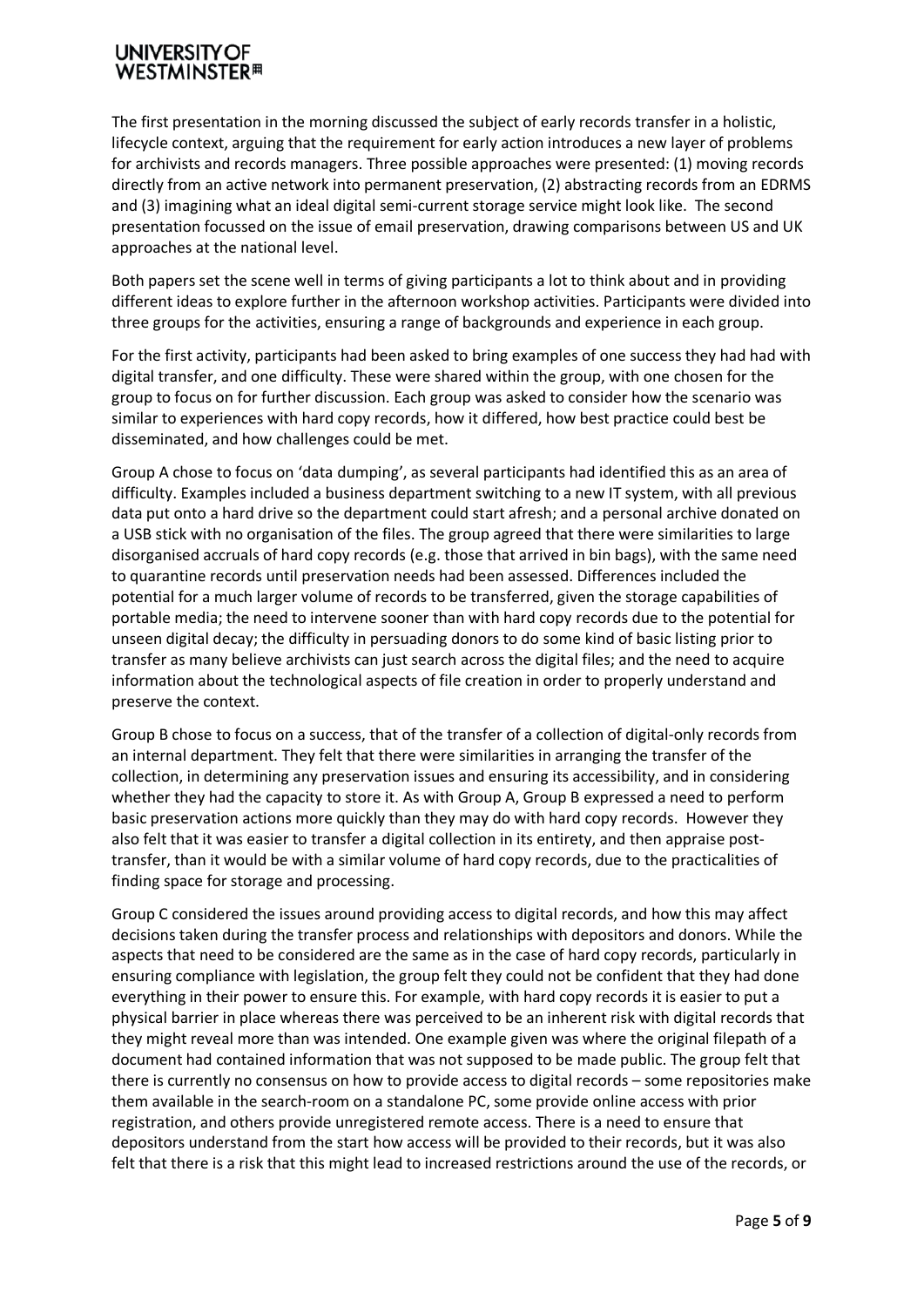The first presentation in the morning discussed the subject of early records transfer in a holistic, lifecycle context, arguing that the requirement for early action introduces a new layer of problems for archivists and records managers. Three possible approaches were presented: (1) moving records directly from an active network into permanent preservation, (2) abstracting records from an EDRMS and (3) imagining what an ideal digital semi-current storage service might look like. The second presentation focussed on the issue of email preservation, drawing comparisons between US and UK approaches at the national level.

Both papers set the scene well in terms of giving participants a lot to think about and in providing different ideas to explore further in the afternoon workshop activities. Participants were divided into three groups for the activities, ensuring a range of backgrounds and experience in each group.

For the first activity, participants had been asked to bring examples of one success they had had with digital transfer, and one difficulty. These were shared within the group, with one chosen for the group to focus on for further discussion. Each group was asked to consider how the scenario was similar to experiences with hard copy records, how it differed, how best practice could best be disseminated, and how challenges could be met.

Group A chose to focus on 'data dumping', as several participants had identified this as an area of difficulty. Examples included a business department switching to a new IT system, with all previous data put onto a hard drive so the department could start afresh; and a personal archive donated on a USB stick with no organisation of the files. The group agreed that there were similarities to large disorganised accruals of hard copy records (e.g. those that arrived in bin bags), with the same need to quarantine records until preservation needs had been assessed. Differences included the potential for a much larger volume of records to be transferred, given the storage capabilities of portable media; the need to intervene sooner than with hard copy records due to the potential for unseen digital decay; the difficulty in persuading donors to do some kind of basic listing prior to transfer as many believe archivists can just search across the digital files; and the need to acquire information about the technological aspects of file creation in order to properly understand and preserve the context.

Group B chose to focus on a success, that of the transfer of a collection of digital-only records from an internal department. They felt that there were similarities in arranging the transfer of the collection, in determining any preservation issues and ensuring its accessibility, and in considering whether they had the capacity to store it. As with Group A, Group B expressed a need to perform basic preservation actions more quickly than they may do with hard copy records. However they also felt that it was easier to transfer a digital collection in its entirety, and then appraise post-transfer, than it would be with a similar volume of hard copy records, due to the practicalities of finding space for storage and processing.

Group C considered the issues around providing access to digital records, and how this may affect decisions taken during the transfer process and relationships with depositors and donors. While the aspects that need to be considered are the same as in the case of hard copy records, particularly in ensuring compliance with legislation, the group felt they could not be confident that they had done everything in their power to ensure this. For example, with hard copy records it is easier to put a physical barrier in place whereas there was perceived to be an inherent risk with digital records that they might reveal more than was intended. One example given was where the original filepath of a document had contained information that was not supposed to be made public. The group felt that there is currently no consensus on how to provide access to digital records – some repositories make them available in the search-room on a standalone PC, some provide online access with prior registration, and others provide unregistered remote access. There is a need to ensure that depositors understand from the start how access will be provided to their records, but it was also felt that there is a risk that this might lead to increased restrictions around the use of the records, or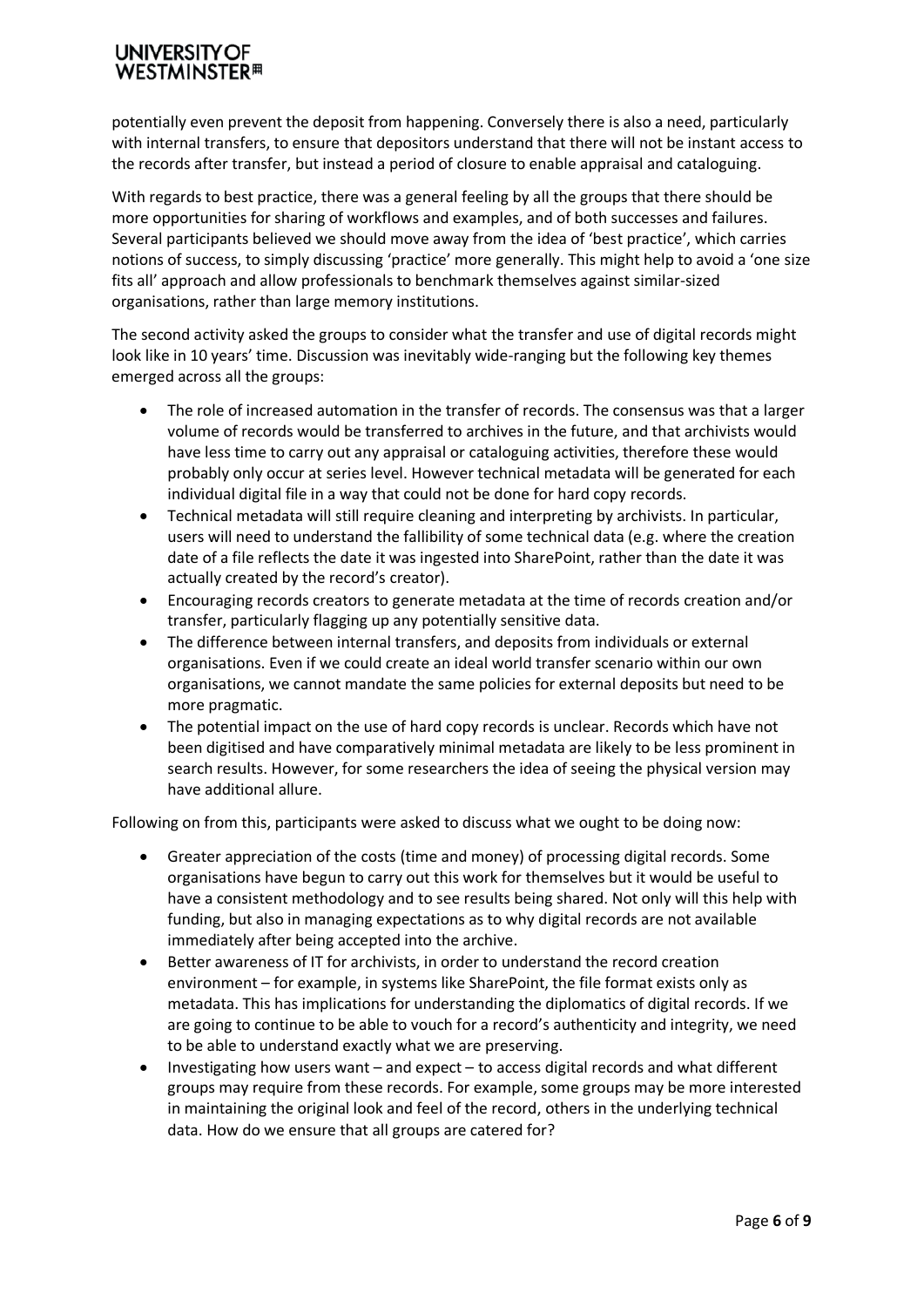potentially even prevent the deposit from happening. Conversely there is also a need, particularly with internal transfers, to ensure that depositors understand that there will not be instant access to the records after transfer, but instead a period of closure to enable appraisal and cataloguing.

With regards to best practice, there was a general feeling by all the groups that there should be more opportunities for sharing of workflows and examples, and of both successes and failures. Several participants believed we should move away from the idea of 'best practice', which carries notions of success, to simply discussing 'practice' more generally. This might help to avoid a 'one size fits all' approach and allow professionals to benchmark themselves against similar-sized organisations, rather than large memory institutions.

The second activity asked the groups to consider what the transfer and use of digital records might look like in 10 years' time. Discussion was inevitably wide-ranging but the following key themes emerged across all the groups:

- The role of increased automation in the transfer of records. The consensus was that a larger volume of records would be transferred to archives in the future, and that archivists would have less time to carry out any appraisal or cataloguing activities, therefore these would probably only occur at series level. However technical metadata will be generated for each individual digital file in a way that could not be done for hard copy records.
- Technical metadata will still require cleaning and interpreting by archivists. In particular, users will need to understand the fallibility of some technical data (e.g. where the creation date of a file reflects the date it was ingested into SharePoint, rather than the date it was actually created by the record's creator).
- Encouraging records creators to generate metadata at the time of records creation and/or transfer, particularly flagging up any potentially sensitive data.
- The difference between internal transfers, and deposits from individuals or external organisations. Even if we could create an ideal world transfer scenario within our own organisations, we cannot mandate the same policies for external deposits but need to be more pragmatic.
- The potential impact on the use of hard copy records is unclear. Records which have not been digitised and have comparatively minimal metadata are likely to be less prominent in search results. However, for some researchers the idea of seeing the physical version may have additional allure.

Following on from this, participants were asked to discuss what we ought to be doing now:

- Greater appreciation of the costs (time and money) of processing digital records. Some organisations have begun to carry out this work for themselves but it would be useful to have a consistent methodology and to see results being shared. Not only will this help with funding, but also in managing expectations as to why digital records are not available immediately after being accepted into the archive.
- Better awareness of IT for archivists, in order to understand the record creation environment – for example, in systems like SharePoint, the file format exists only as metadata. This has implications for understanding the diplomatics of digital records. If we are going to continue to be able to vouch for a record's authenticity and integrity, we need to be able to understand exactly what we are preserving.
- Investigating how users want – and expect – to access digital records and what different groups may require from these records. For example, some groups may be more interested in maintaining the original look and feel of the record, others in the underlying technical data. How do we ensure that all groups are catered for?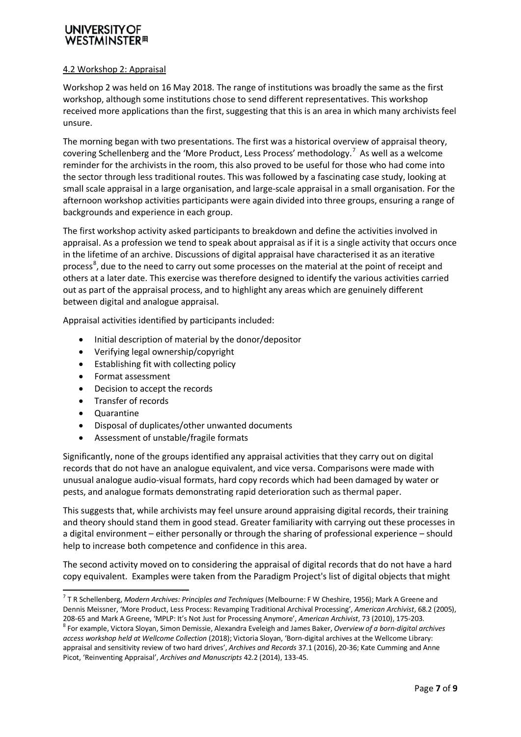4.2 Workshop 2: Appraisal

Workshop 2 was held on 16 May 2018. The range of institutions was broadly the same as the first workshop, although some institutions chose to send different representatives. This workshop received more applications than the first, suggesting that this is an area in which many archivists feel unsure.

The morning began with two presentations. The first was a historical overview of appraisal theory, covering Schellenberg and the 'More Product, Less Process' methodology.[7] As well as a welcome reminder for the archivists in the room, this also proved to be useful for those who had come into the sector through less traditional routes. This was followed by a fascinating case study, looking at small scale appraisal in a large organisation, and large-scale appraisal in a small organisation. For the afternoon workshop activities participants were again divided into three groups, ensuring a range of backgrounds and experience in each group.

The first workshop activity asked participants to breakdown and define the activities involved in appraisal. As a profession we tend to speak about appraisal as if it is a single activity that occurs once in the lifetime of an archive. Discussions of digital appraisal have characterised it as an iterative process[8], due to the need to carry out some processes on the material at the point of receipt and others at a later date. This exercise was therefore designed to identify the various activities carried out as part of the appraisal process, and to highlight any areas which are genuinely different between digital and analogue appraisal.

Appraisal activities identified by participants included:

- Initial description of material by the donor/depositor
- Verifying legal ownership/copyright
- Establishing fit with collecting policy
- Format assessment
- Decision to accept the records
- Transfer of records
- Quarantine
- Disposal of duplicates/other unwanted documents
- Assessment of unstable/fragile formats

Significantly, none of the groups identified any appraisal activities that they carry out on digital records that do not have an analogue equivalent, and vice versa. Comparisons were made with unusual analogue audio-visual formats, hard copy records which had been damaged by water or pests, and analogue formats demonstrating rapid deterioration such as thermal paper.

This suggests that, while archivists may feel unsure around appraising digital records, their training and theory should stand them in good stead. Greater familiarity with carrying out these processes in a digital environment – either personally or through the sharing of professional experience – should help to increase both competence and confidence in this area.

The second activity moved on to considering the appraisal of digital records that do not have a hard copy equivalent. Examples were taken from the Paradigm Project's list of digital objects that might

---

[7] T R Schellenberg, *Modern Archives: Principles and Techniques* (Melbourne: F W Cheshire, 1956); Mark A Greene and Dennis Meissner, 'More Product, Less Process: Revamping Traditional Archival Processing', *American Archivist*, 68.2 (2005), 208-65 and Mark A Greene, 'MPLP: It's Not Just for Processing Anymore', *American Archivist*, 73 (2010), 175-203.

[8] For example, Victora Sloyan, Simon Demissie, Alexandra Eveleigh and James Baker, *Overview of a born-digital archives access workshop held at Wellcome Collection* (2018); Victoria Sloyan, 'Born-digital archives at the Wellcome Library: appraisal and sensitivity review of two hard drives', *Archives and Records* 37.1 (2016), 20-36; Kate Cumming and Anne Picot, 'Reinventing Appraisal', *Archives and Manuscripts* 42.2 (2014), 133-45.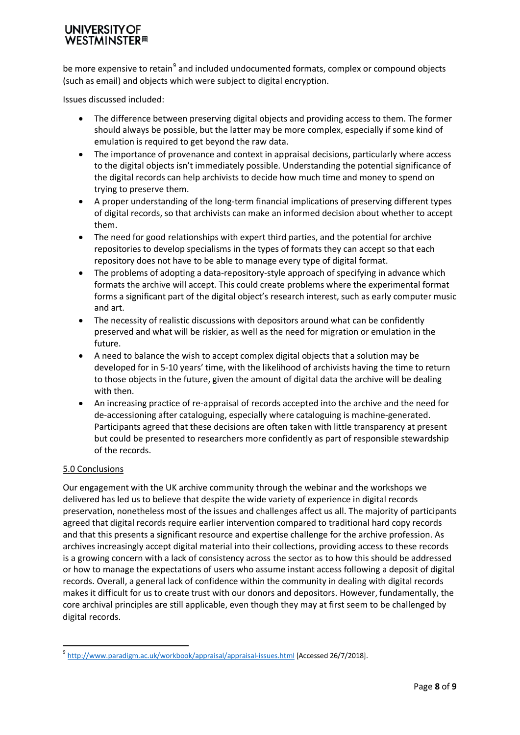be more expensive to retain[9] and included undocumented formats, complex or compound objects (such as email) and objects which were subject to digital encryption.

Issues discussed included:

- The difference between preserving digital objects and providing access to them. The former should always be possible, but the latter may be more complex, especially if some kind of emulation is required to get beyond the raw data.
- The importance of provenance and context in appraisal decisions, particularly where access to the digital objects isn't immediately possible. Understanding the potential significance of the digital records can help archivists to decide how much time and money to spend on trying to preserve them.
- A proper understanding of the long-term financial implications of preserving different types of digital records, so that archivists can make an informed decision about whether to accept them.
- The need for good relationships with expert third parties, and the potential for archive repositories to develop specialisms in the types of formats they can accept so that each repository does not have to be able to manage every type of digital format.
- The problems of adopting a data-repository-style approach of specifying in advance which formats the archive will accept. This could create problems where the experimental format forms a significant part of the digital object's research interest, such as early computer music and art.
- The necessity of realistic discussions with depositors around what can be confidently preserved and what will be riskier, as well as the need for migration or emulation in the future.
- A need to balance the wish to accept complex digital objects that a solution may be developed for in 5-10 years' time, with the likelihood of archivists having the time to return to those objects in the future, given the amount of digital data the archive will be dealing with then.
- An increasing practice of re-appraisal of records accepted into the archive and the need for de-accessioning after cataloguing, especially where cataloguing is machine-generated. Participants agreed that these decisions are often taken with little transparency at present but could be presented to researchers more confidently as part of responsible stewardship of the records.

## 5.0 Conclusions

Our engagement with the UK archive community through the webinar and the workshops we delivered has led us to believe that despite the wide variety of experience in digital records preservation, nonetheless most of the issues and challenges affect us all. The majority of participants agreed that digital records require earlier intervention compared to traditional hard copy records and that this presents a significant resource and expertise challenge for the archive profession. As archives increasingly accept digital material into their collections, providing access to these records is a growing concern with a lack of consistency across the sector as to how this should be addressed or how to manage the expectations of users who assume instant access following a deposit of digital records. Overall, a general lack of confidence within the community in dealing with digital records makes it difficult for us to create trust with our donors and depositors. However, fundamentally, the core archival principles are still applicable, even though they may at first seem to be challenged by digital records.

---

[9] http://www.paradigm.ac.uk/workbook/appraisal/appraisal-issues.html [Accessed 26/7/2018].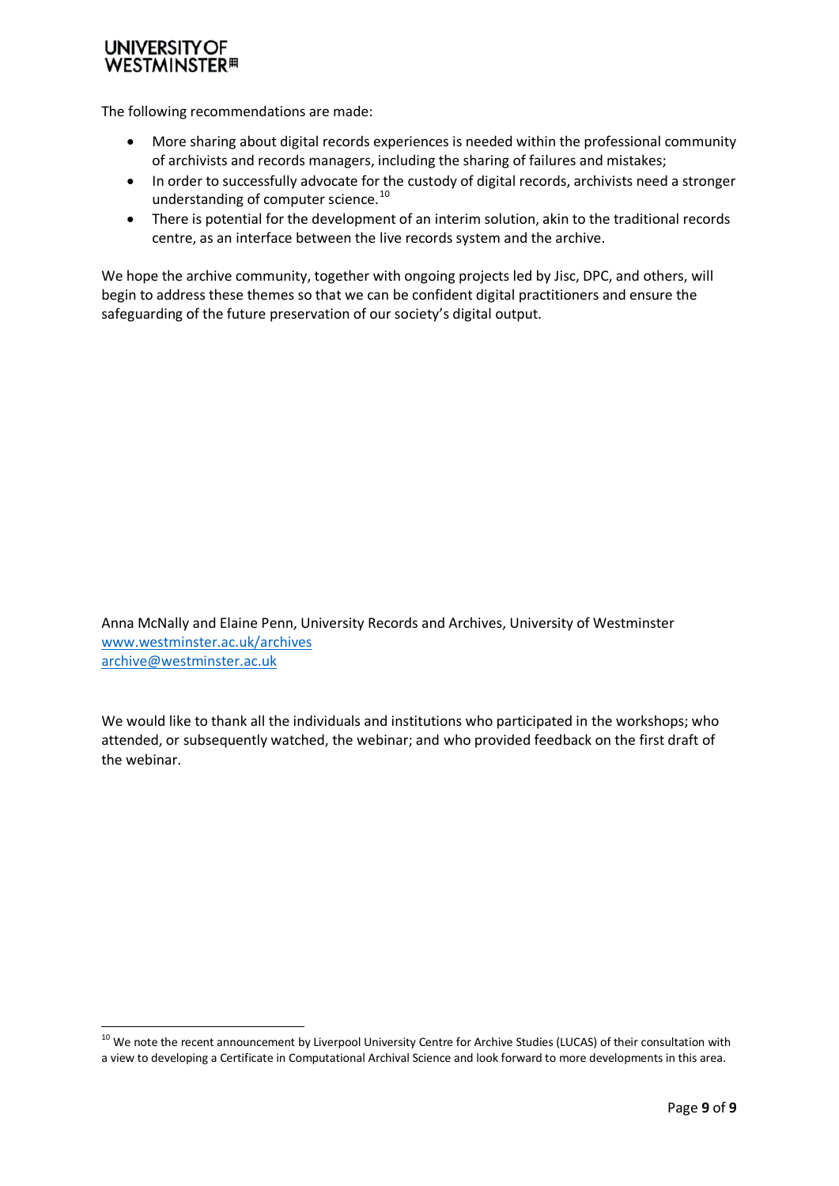The following recommendations are made:

- More sharing about digital records experiences is needed within the professional community of archivists and records managers, including the sharing of failures and mistakes;
- In order to successfully advocate for the custody of digital records, archivists need a stronger understanding of computer science.[10]
- There is potential for the development of an interim solution, akin to the traditional records centre, as an interface between the live records system and the archive.

We hope the archive community, together with ongoing projects led by Jisc, DPC, and others, will begin to address these themes so that we can be confident digital practitioners and ensure the safeguarding of the future preservation of our society's digital output.

Anna McNally and Elaine Penn, University Records and Archives, University of Westminster
www.westminster.ac.uk/archives
archive@westminster.ac.uk

We would like to thank all the individuals and institutions who participated in the workshops; who attended, or subsequently watched, the webinar; and who provided feedback on the first draft of the webinar.

[10] We note the recent announcement by Liverpool University Centre for Archive Studies (LUCAS) of their consultation with a view to developing a Certificate in Computational Archival Science and look forward to more developments in this area.